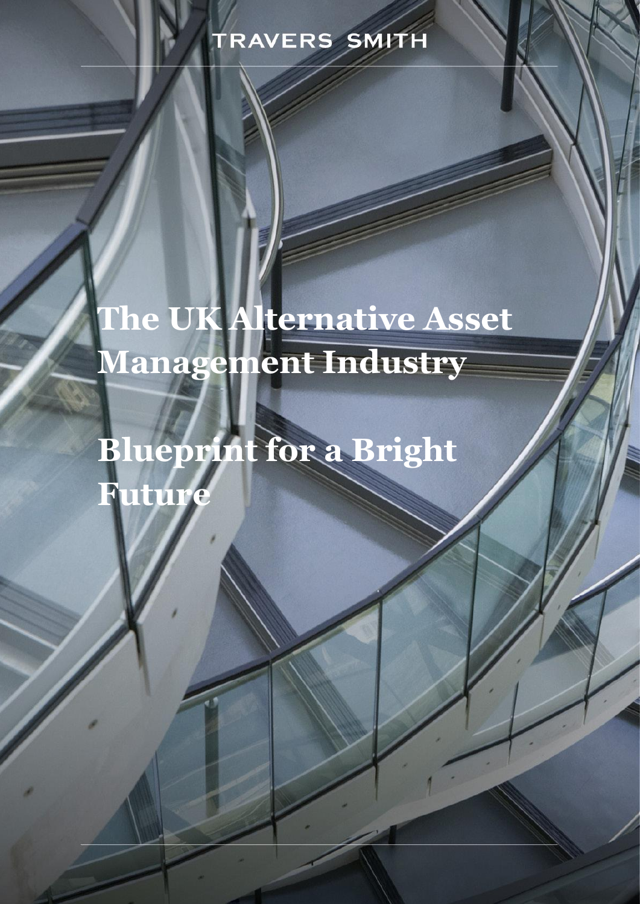TRAVERS SMITH

# The UK Alternative Asset Management Industry

# Blueprint for a Bright Future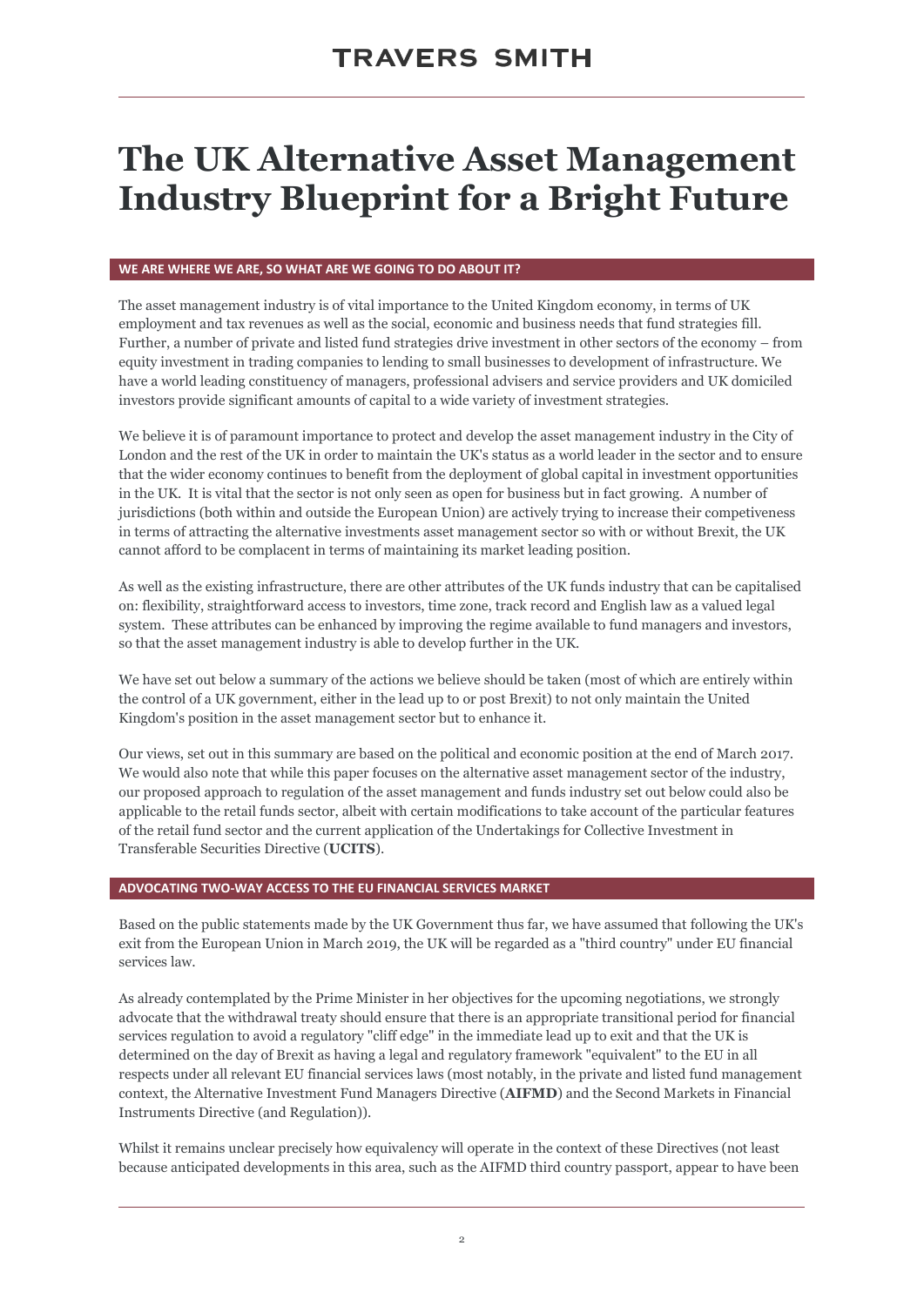# The UK Alternative Asset Management Industry Blueprint for a Bright Future

## WE ARE WHERE WE ARE, SO WHAT ARE WE GOING TO DO ABOUT IT?

The asset management industry is of vital importance to the United Kingdom economy, in terms of UK employment and tax revenues as well as the social, economic and business needs that fund strategies fill. Further, a number of private and listed fund strategies drive investment in other sectors of the economy – from equity investment in trading companies to lending to small businesses to development of infrastructure. We have a world leading constituency of managers, professional advisers and service providers and UK domiciled investors provide significant amounts of capital to a wide variety of investment strategies.

We believe it is of paramount importance to protect and develop the asset management industry in the City of London and the rest of the UK in order to maintain the UK's status as a world leader in the sector and to ensure that the wider economy continues to benefit from the deployment of global capital in investment opportunities in the UK. It is vital that the sector is not only seen as open for business but in fact growing. A number of jurisdictions (both within and outside the European Union) are actively trying to increase their competiveness in terms of attracting the alternative investments asset management sector so with or without Brexit, the UK cannot afford to be complacent in terms of maintaining its market leading position.

As well as the existing infrastructure, there are other attributes of the UK funds industry that can be capitalised on: flexibility, straightforward access to investors, time zone, track record and English law as a valued legal system. These attributes can be enhanced by improving the regime available to fund managers and investors, so that the asset management industry is able to develop further in the UK.

We have set out below a summary of the actions we believe should be taken (most of which are entirely within the control of a UK government, either in the lead up to or post Brexit) to not only maintain the United Kingdom's position in the asset management sector but to enhance it.

Our views, set out in this summary are based on the political and economic position at the end of March 2017. We would also note that while this paper focuses on the alternative asset management sector of the industry, our proposed approach to regulation of the asset management and funds industry set out below could also be applicable to the retail funds sector, albeit with certain modifications to take account of the particular features of the retail fund sector and the current application of the Undertakings for Collective Investment in Transferable Securities Directive (**UCITS**).

## ADVOCATING TWO-WAY ACCESS TO THE EU FINANCIAL SERVICES MARKET

Based on the public statements made by the UK Government thus far, we have assumed that following the UK's exit from the European Union in March 2019, the UK will be regarded as a "third country" under EU financial services law.

As already contemplated by the Prime Minister in her objectives for the upcoming negotiations, we strongly advocate that the withdrawal treaty should ensure that there is an appropriate transitional period for financial services regulation to avoid a regulatory "cliff edge" in the immediate lead up to exit and that the UK is determined on the day of Brexit as having a legal and regulatory framework "equivalent" to the EU in all respects under all relevant EU financial services laws (most notably, in the private and listed fund management context, the Alternative Investment Fund Managers Directive (**AIFMD**) and the Second Markets in Financial Instruments Directive (and Regulation)).

Whilst it remains unclear precisely how equivalency will operate in the context of these Directives (not least because anticipated developments in this area, such as the AIFMD third country passport, appear to have been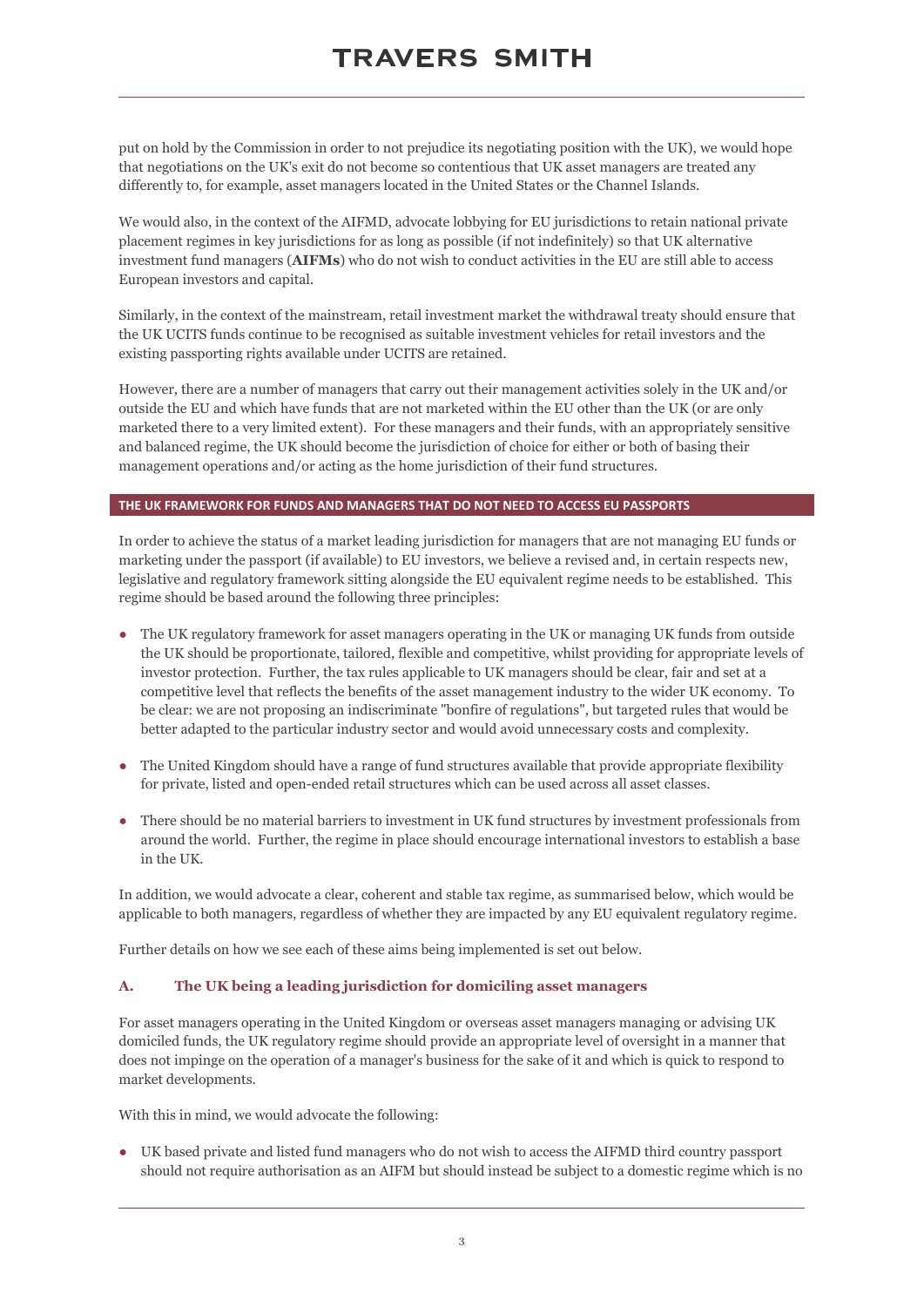put on hold by the Commission in order to not prejudice its negotiating position with the UK), we would hope that negotiations on the UK's exit do not become so contentious that UK asset managers are treated any differently to, for example, asset managers located in the United States or the Channel Islands.

We would also, in the context of the AIFMD, advocate lobbying for EU jurisdictions to retain national private placement regimes in key jurisdictions for as long as possible (if not indefinitely) so that UK alternative investment fund managers (**AIFMs**) who do not wish to conduct activities in the EU are still able to access European investors and capital.

Similarly, in the context of the mainstream, retail investment market the withdrawal treaty should ensure that the UK UCITS funds continue to be recognised as suitable investment vehicles for retail investors and the existing passporting rights available under UCITS are retained.

However, there are a number of managers that carry out their management activities solely in the UK and/or outside the EU and which have funds that are not marketed within the EU other than the UK (or are only marketed there to a very limited extent). For these managers and their funds, with an appropriately sensitive and balanced regime, the UK should become the jurisdiction of choice for either or both of basing their management operations and/or acting as the home jurisdiction of their fund structures.

## THE UK FRAMEWORK FOR FUNDS AND MANAGERS THAT DO NOT NEED TO ACCESS EU PASSPORTS

In order to achieve the status of a market leading jurisdiction for managers that are not managing EU funds or marketing under the passport (if available) to EU investors, we believe a revised and, in certain respects new, legislative and regulatory framework sitting alongside the EU equivalent regime needs to be established. This regime should be based around the following three principles:

- The UK regulatory framework for asset managers operating in the UK or managing UK funds from outside the UK should be proportionate, tailored, flexible and competitive, whilst providing for appropriate levels of investor protection. Further, the tax rules applicable to UK managers should be clear, fair and set at a competitive level that reflects the benefits of the asset management industry to the wider UK economy. To be clear: we are not proposing an indiscriminate "bonfire of regulations", but targeted rules that would be better adapted to the particular industry sector and would avoid unnecessary costs and complexity.
- The United Kingdom should have a range of fund structures available that provide appropriate flexibility for private, listed and open-ended retail structures which can be used across all asset classes.
- There should be no material barriers to investment in UK fund structures by investment professionals from around the world. Further, the regime in place should encourage international investors to establish a base in the UK.

In addition, we would advocate a clear, coherent and stable tax regime, as summarised below, which would be applicable to both managers, regardless of whether they are impacted by any EU equivalent regulatory regime.

Further details on how we see each of these aims being implemented is set out below.

### A. The UK being a leading jurisdiction for domiciling asset managers

For asset managers operating in the United Kingdom or overseas asset managers managing or advising UK domiciled funds, the UK regulatory regime should provide an appropriate level of oversight in a manner that does not impinge on the operation of a manager's business for the sake of it and which is quick to respond to market developments.

With this in mind, we would advocate the following:

- UK based private and listed fund managers who do not wish to access the AIFMD third country passport should not require authorisation as an AIFM but should instead be subject to a domestic regime which is no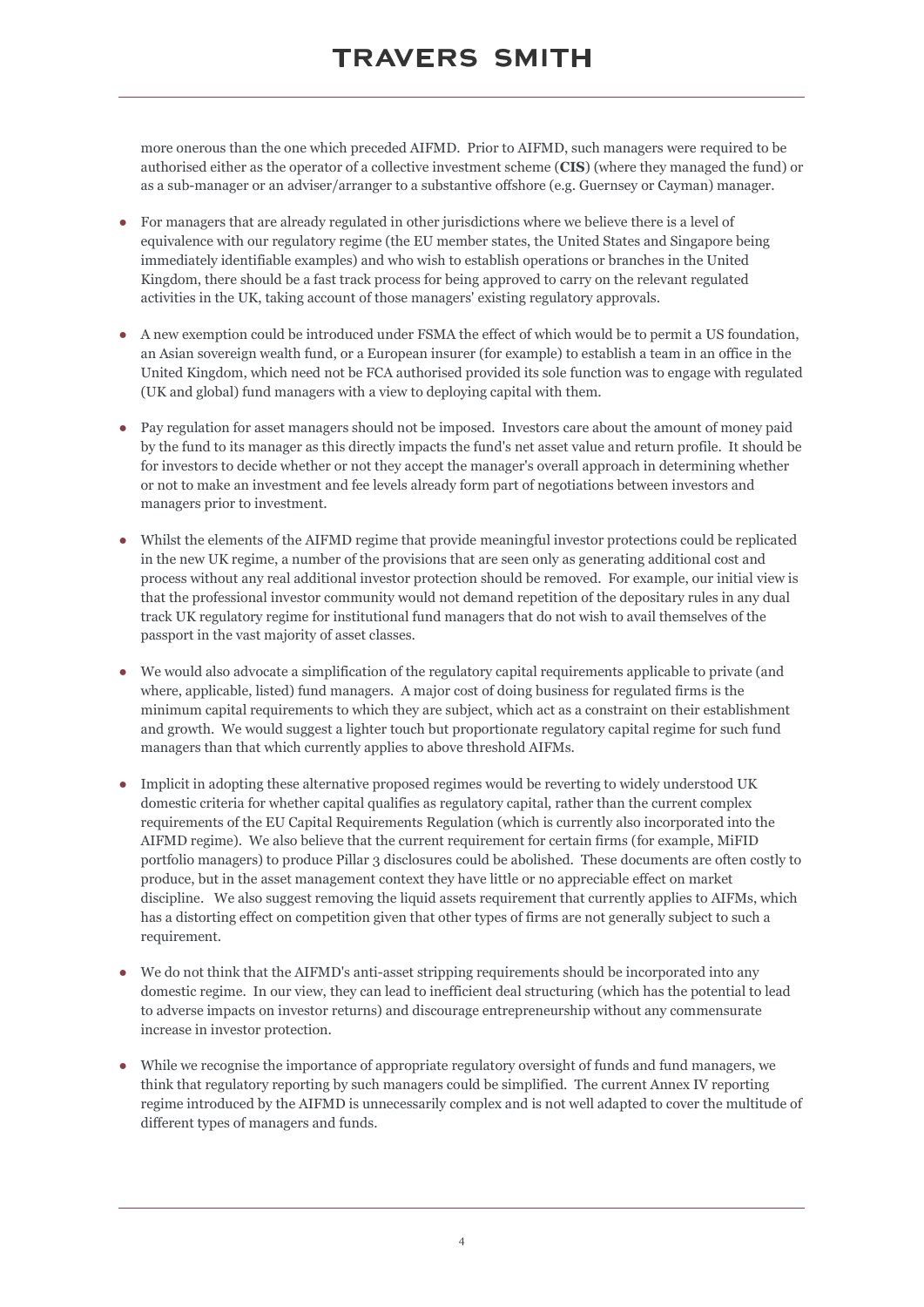more onerous than the one which preceded AIFMD. Prior to AIFMD, such managers were required to be authorised either as the operator of a collective investment scheme (**CIS**) (where they managed the fund) or as a sub-manager or an adviser/arranger to a substantive offshore (e.g. Guernsey or Cayman) manager.

- For managers that are already regulated in other jurisdictions where we believe there is a level of equivalence with our regulatory regime (the EU member states, the United States and Singapore being immediately identifiable examples) and who wish to establish operations or branches in the United Kingdom, there should be a fast track process for being approved to carry on the relevant regulated activities in the UK, taking account of those managers' existing regulatory approvals.
- A new exemption could be introduced under FSMA the effect of which would be to permit a US foundation, an Asian sovereign wealth fund, or a European insurer (for example) to establish a team in an office in the United Kingdom, which need not be FCA authorised provided its sole function was to engage with regulated (UK and global) fund managers with a view to deploying capital with them.
- Pay regulation for asset managers should not be imposed. Investors care about the amount of money paid by the fund to its manager as this directly impacts the fund's net asset value and return profile. It should be for investors to decide whether or not they accept the manager's overall approach in determining whether or not to make an investment and fee levels already form part of negotiations between investors and managers prior to investment.
- Whilst the elements of the AIFMD regime that provide meaningful investor protections could be replicated in the new UK regime, a number of the provisions that are seen only as generating additional cost and process without any real additional investor protection should be removed. For example, our initial view is that the professional investor community would not demand repetition of the depositary rules in any dual track UK regulatory regime for institutional fund managers that do not wish to avail themselves of the passport in the vast majority of asset classes.
- We would also advocate a simplification of the regulatory capital requirements applicable to private (and where, applicable, listed) fund managers. A major cost of doing business for regulated firms is the minimum capital requirements to which they are subject, which act as a constraint on their establishment and growth. We would suggest a lighter touch but proportionate regulatory capital regime for such fund managers than that which currently applies to above threshold AIFMs.
- Implicit in adopting these alternative proposed regimes would be reverting to widely understood UK domestic criteria for whether capital qualifies as regulatory capital, rather than the current complex requirements of the EU Capital Requirements Regulation (which is currently also incorporated into the AIFMD regime). We also believe that the current requirement for certain firms (for example, MiFID portfolio managers) to produce Pillar 3 disclosures could be abolished. These documents are often costly to produce, but in the asset management context they have little or no appreciable effect on market discipline. We also suggest removing the liquid assets requirement that currently applies to AIFMs, which has a distorting effect on competition given that other types of firms are not generally subject to such a requirement.
- We do not think that the AIFMD's anti-asset stripping requirements should be incorporated into any domestic regime. In our view, they can lead to inefficient deal structuring (which has the potential to lead to adverse impacts on investor returns) and discourage entrepreneurship without any commensurate increase in investor protection.
- While we recognise the importance of appropriate regulatory oversight of funds and fund managers, we think that regulatory reporting by such managers could be simplified. The current Annex IV reporting regime introduced by the AIFMD is unnecessarily complex and is not well adapted to cover the multitude of different types of managers and funds.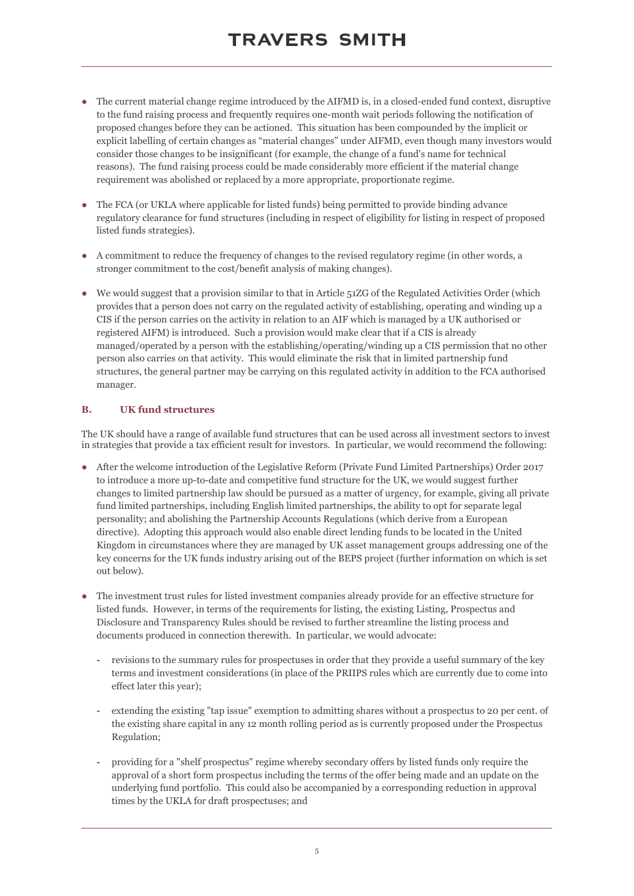- The current material change regime introduced by the AIFMD is, in a closed-ended fund context, disruptive to the fund raising process and frequently requires one-month wait periods following the notification of proposed changes before they can be actioned. This situation has been compounded by the implicit or explicit labelling of certain changes as "material changes" under AIFMD, even though many investors would consider those changes to be insignificant (for example, the change of a fund's name for technical reasons). The fund raising process could be made considerably more efficient if the material change requirement was abolished or replaced by a more appropriate, proportionate regime.

- The FCA (or UKLA where applicable for listed funds) being permitted to provide binding advance regulatory clearance for fund structures (including in respect of eligibility for listing in respect of proposed listed funds strategies).

- A commitment to reduce the frequency of changes to the revised regulatory regime (in other words, a stronger commitment to the cost/benefit analysis of making changes).

- We would suggest that a provision similar to that in Article 51ZG of the Regulated Activities Order (which provides that a person does not carry on the regulated activity of establishing, operating and winding up a CIS if the person carries on the activity in relation to an AIF which is managed by a UK authorised or registered AIFM) is introduced. Such a provision would make clear that if a CIS is already managed/operated by a person with the establishing/operating/winding up a CIS permission that no other person also carries on that activity. This would eliminate the risk that in limited partnership fund structures, the general partner may be carrying on this regulated activity in addition to the FCA authorised manager.

## B. UK fund structures

The UK should have a range of available fund structures that can be used across all investment sectors to invest in strategies that provide a tax efficient result for investors. In particular, we would recommend the following:

- After the welcome introduction of the Legislative Reform (Private Fund Limited Partnerships) Order 2017 to introduce a more up-to-date and competitive fund structure for the UK, we would suggest further changes to limited partnership law should be pursued as a matter of urgency, for example, giving all private fund limited partnerships, including English limited partnerships, the ability to opt for separate legal personality; and abolishing the Partnership Accounts Regulations (which derive from a European directive). Adopting this approach would also enable direct lending funds to be located in the United Kingdom in circumstances where they are managed by UK asset management groups addressing one of the key concerns for the UK funds industry arising out of the BEPS project (further information on which is set out below).

- The investment trust rules for listed investment companies already provide for an effective structure for listed funds. However, in terms of the requirements for listing, the existing Listing, Prospectus and Disclosure and Transparency Rules should be revised to further streamline the listing process and documents produced in connection therewith. In particular, we would advocate:

  - revisions to the summary rules for prospectuses in order that they provide a useful summary of the key terms and investment considerations (in place of the PRIIPS rules which are currently due to come into effect later this year);

  - extending the existing "tap issue" exemption to admitting shares without a prospectus to 20 per cent. of the existing share capital in any 12 month rolling period as is currently proposed under the Prospectus Regulation;

  - providing for a "shelf prospectus" regime whereby secondary offers by listed funds only require the approval of a short form prospectus including the terms of the offer being made and an update on the underlying fund portfolio. This could also be accompanied by a corresponding reduction in approval times by the UKLA for draft prospectuses; and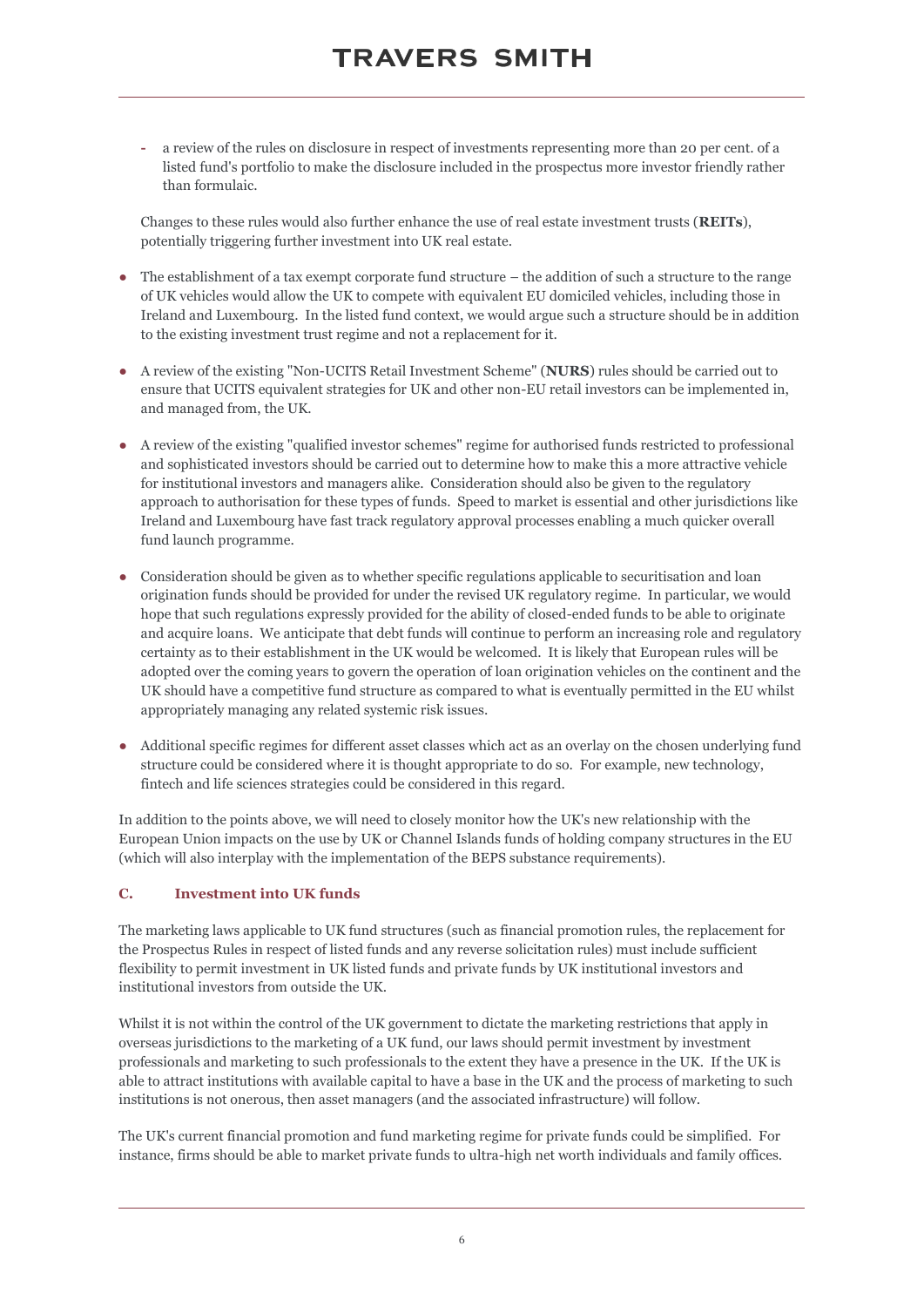- a review of the rules on disclosure in respect of investments representing more than 20 per cent. of a listed fund's portfolio to make the disclosure included in the prospectus more investor friendly rather than formulaic.

  Changes to these rules would also further enhance the use of real estate investment trusts (**REITs**), potentially triggering further investment into UK real estate.

- The establishment of a tax exempt corporate fund structure – the addition of such a structure to the range of UK vehicles would allow the UK to compete with equivalent EU domiciled vehicles, including those in Ireland and Luxembourg. In the listed fund context, we would argue such a structure should be in addition to the existing investment trust regime and not a replacement for it.

- A review of the existing "Non-UCITS Retail Investment Scheme" (**NURS**) rules should be carried out to ensure that UCITS equivalent strategies for UK and other non-EU retail investors can be implemented in, and managed from, the UK.

- A review of the existing "qualified investor schemes" regime for authorised funds restricted to professional and sophisticated investors should be carried out to determine how to make this a more attractive vehicle for institutional investors and managers alike. Consideration should also be given to the regulatory approach to authorisation for these types of funds. Speed to market is essential and other jurisdictions like Ireland and Luxembourg have fast track regulatory approval processes enabling a much quicker overall fund launch programme.

- Consideration should be given as to whether specific regulations applicable to securitisation and loan origination funds should be provided for under the revised UK regulatory regime. In particular, we would hope that such regulations expressly provided for the ability of closed-ended funds to be able to originate and acquire loans. We anticipate that debt funds will continue to perform an increasing role and regulatory certainty as to their establishment in the UK would be welcomed. It is likely that European rules will be adopted over the coming years to govern the operation of loan origination vehicles on the continent and the UK should have a competitive fund structure as compared to what is eventually permitted in the EU whilst appropriately managing any related systemic risk issues.

- Additional specific regimes for different asset classes which act as an overlay on the chosen underlying fund structure could be considered where it is thought appropriate to do so. For example, new technology, fintech and life sciences strategies could be considered in this regard.

In addition to the points above, we will need to closely monitor how the UK's new relationship with the European Union impacts on the use by UK or Channel Islands funds of holding company structures in the EU (which will also interplay with the implementation of the BEPS substance requirements).

### C. Investment into UK funds

The marketing laws applicable to UK fund structures (such as financial promotion rules, the replacement for the Prospectus Rules in respect of listed funds and any reverse solicitation rules) must include sufficient flexibility to permit investment in UK listed funds and private funds by UK institutional investors and institutional investors from outside the UK.

Whilst it is not within the control of the UK government to dictate the marketing restrictions that apply in overseas jurisdictions to the marketing of a UK fund, our laws should permit investment by investment professionals and marketing to such professionals to the extent they have a presence in the UK. If the UK is able to attract institutions with available capital to have a base in the UK and the process of marketing to such institutions is not onerous, then asset managers (and the associated infrastructure) will follow.

The UK's current financial promotion and fund marketing regime for private funds could be simplified. For instance, firms should be able to market private funds to ultra-high net worth individuals and family offices.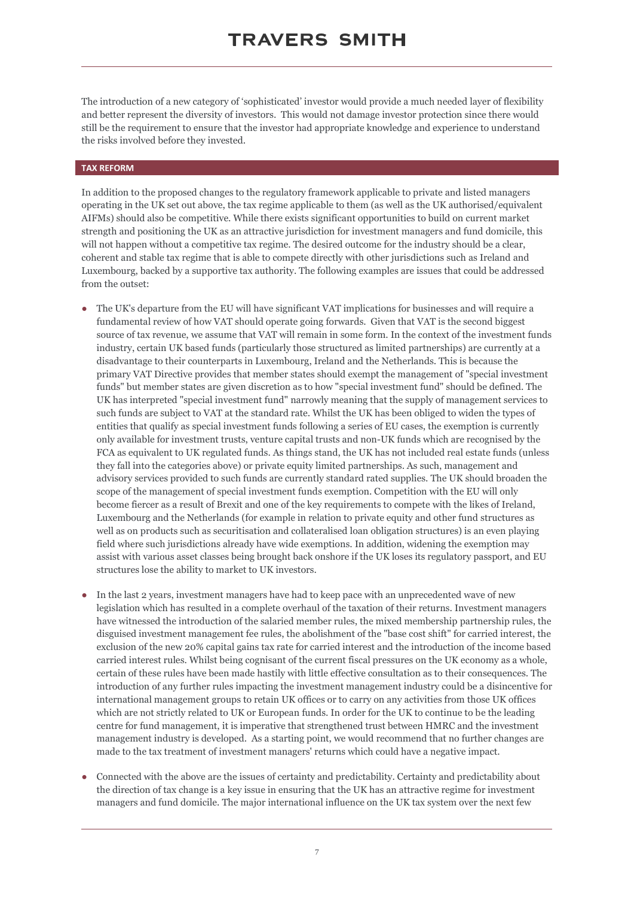The introduction of a new category of 'sophisticated' investor would provide a much needed layer of flexibility and better represent the diversity of investors. This would not damage investor protection since there would still be the requirement to ensure that the investor had appropriate knowledge and experience to understand the risks involved before they invested.

## TAX REFORM

In addition to the proposed changes to the regulatory framework applicable to private and listed managers operating in the UK set out above, the tax regime applicable to them (as well as the UK authorised/equivalent AIFMs) should also be competitive. While there exists significant opportunities to build on current market strength and positioning the UK as an attractive jurisdiction for investment managers and fund domicile, this will not happen without a competitive tax regime. The desired outcome for the industry should be a clear, coherent and stable tax regime that is able to compete directly with other jurisdictions such as Ireland and Luxembourg, backed by a supportive tax authority. The following examples are issues that could be addressed from the outset:

- The UK's departure from the EU will have significant VAT implications for businesses and will require a fundamental review of how VAT should operate going forwards. Given that VAT is the second biggest source of tax revenue, we assume that VAT will remain in some form. In the context of the investment funds industry, certain UK based funds (particularly those structured as limited partnerships) are currently at a disadvantage to their counterparts in Luxembourg, Ireland and the Netherlands. This is because the primary VAT Directive provides that member states should exempt the management of "special investment funds" but member states are given discretion as to how "special investment fund" should be defined. The UK has interpreted "special investment fund" narrowly meaning that the supply of management services to such funds are subject to VAT at the standard rate. Whilst the UK has been obliged to widen the types of entities that qualify as special investment funds following a series of EU cases, the exemption is currently only available for investment trusts, venture capital trusts and non-UK funds which are recognised by the FCA as equivalent to UK regulated funds. As things stand, the UK has not included real estate funds (unless they fall into the categories above) or private equity limited partnerships. As such, management and advisory services provided to such funds are currently standard rated supplies. The UK should broaden the scope of the management of special investment funds exemption. Competition with the EU will only become fiercer as a result of Brexit and one of the key requirements to compete with the likes of Ireland, Luxembourg and the Netherlands (for example in relation to private equity and other fund structures as well as on products such as securitisation and collateralised loan obligation structures) is an even playing field where such jurisdictions already have wide exemptions. In addition, widening the exemption may assist with various asset classes being brought back onshore if the UK loses its regulatory passport, and EU structures lose the ability to market to UK investors.

- In the last 2 years, investment managers have had to keep pace with an unprecedented wave of new legislation which has resulted in a complete overhaul of the taxation of their returns. Investment managers have witnessed the introduction of the salaried member rules, the mixed membership partnership rules, the disguised investment management fee rules, the abolishment of the "base cost shift" for carried interest, the exclusion of the new 20% capital gains tax rate for carried interest and the introduction of the income based carried interest rules. Whilst being cognisant of the current fiscal pressures on the UK economy as a whole, certain of these rules have been made hastily with little effective consultation as to their consequences. The introduction of any further rules impacting the investment management industry could be a disincentive for international management groups to retain UK offices or to carry on any activities from those UK offices which are not strictly related to UK or European funds. In order for the UK to continue to be the leading centre for fund management, it is imperative that strengthened trust between HMRC and the investment management industry is developed. As a starting point, we would recommend that no further changes are made to the tax treatment of investment managers' returns which could have a negative impact.

- Connected with the above are the issues of certainty and predictability. Certainty and predictability about the direction of tax change is a key issue in ensuring that the UK has an attractive regime for investment managers and fund domicile. The major international influence on the UK tax system over the next few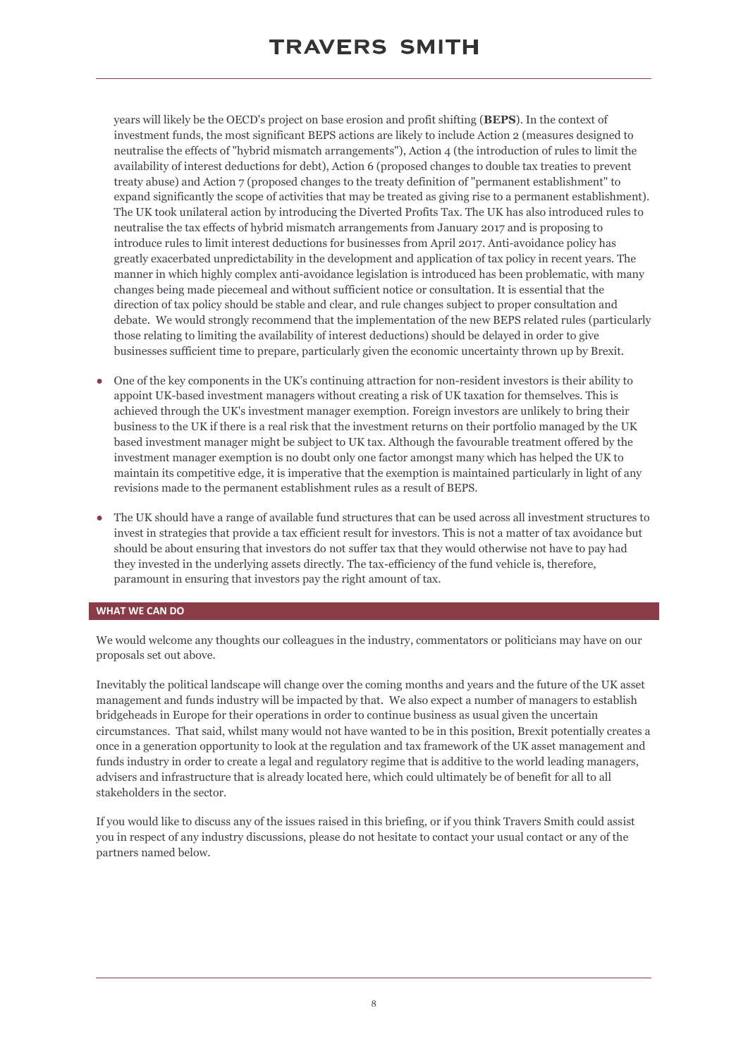years will likely be the OECD's project on base erosion and profit shifting (**BEPS**). In the context of investment funds, the most significant BEPS actions are likely to include Action 2 (measures designed to neutralise the effects of "hybrid mismatch arrangements"), Action 4 (the introduction of rules to limit the availability of interest deductions for debt), Action 6 (proposed changes to double tax treaties to prevent treaty abuse) and Action 7 (proposed changes to the treaty definition of "permanent establishment" to expand significantly the scope of activities that may be treated as giving rise to a permanent establishment). The UK took unilateral action by introducing the Diverted Profits Tax. The UK has also introduced rules to neutralise the tax effects of hybrid mismatch arrangements from January 2017 and is proposing to introduce rules to limit interest deductions for businesses from April 2017. Anti-avoidance policy has greatly exacerbated unpredictability in the development and application of tax policy in recent years. The manner in which highly complex anti-avoidance legislation is introduced has been problematic, with many changes being made piecemeal and without sufficient notice or consultation. It is essential that the direction of tax policy should be stable and clear, and rule changes subject to proper consultation and debate. We would strongly recommend that the implementation of the new BEPS related rules (particularly those relating to limiting the availability of interest deductions) should be delayed in order to give businesses sufficient time to prepare, particularly given the economic uncertainty thrown up by Brexit.

- One of the key components in the UK's continuing attraction for non-resident investors is their ability to appoint UK-based investment managers without creating a risk of UK taxation for themselves. This is achieved through the UK's investment manager exemption. Foreign investors are unlikely to bring their business to the UK if there is a real risk that the investment returns on their portfolio managed by the UK based investment manager might be subject to UK tax. Although the favourable treatment offered by the investment manager exemption is no doubt only one factor amongst many which has helped the UK to maintain its competitive edge, it is imperative that the exemption is maintained particularly in light of any revisions made to the permanent establishment rules as a result of BEPS.
- The UK should have a range of available fund structures that can be used across all investment structures to invest in strategies that provide a tax efficient result for investors. This is not a matter of tax avoidance but should be about ensuring that investors do not suffer tax that they would otherwise not have to pay had they invested in the underlying assets directly. The tax-efficiency of the fund vehicle is, therefore, paramount in ensuring that investors pay the right amount of tax.

## WHAT WE CAN DO

We would welcome any thoughts our colleagues in the industry, commentators or politicians may have on our proposals set out above.

Inevitably the political landscape will change over the coming months and years and the future of the UK asset management and funds industry will be impacted by that. We also expect a number of managers to establish bridgeheads in Europe for their operations in order to continue business as usual given the uncertain circumstances. That said, whilst many would not have wanted to be in this position, Brexit potentially creates a once in a generation opportunity to look at the regulation and tax framework of the UK asset management and funds industry in order to create a legal and regulatory regime that is additive to the world leading managers, advisers and infrastructure that is already located here, which could ultimately be of benefit for all to all stakeholders in the sector.

If you would like to discuss any of the issues raised in this briefing, or if you think Travers Smith could assist you in respect of any industry discussions, please do not hesitate to contact your usual contact or any of the partners named below.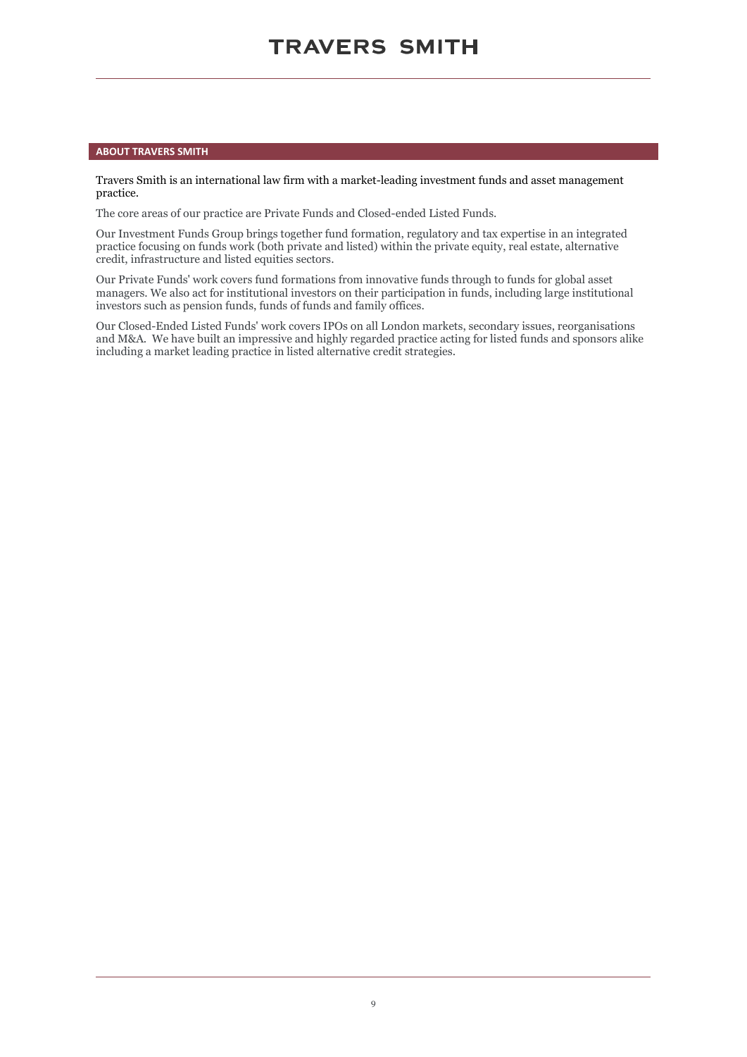## ABOUT TRAVERS SMITH

Travers Smith is an international law firm with a market-leading investment funds and asset management practice.

The core areas of our practice are Private Funds and Closed-ended Listed Funds.

Our Investment Funds Group brings together fund formation, regulatory and tax expertise in an integrated practice focusing on funds work (both private and listed) within the private equity, real estate, alternative credit, infrastructure and listed equities sectors.

Our Private Funds' work covers fund formations from innovative funds through to funds for global asset managers. We also act for institutional investors on their participation in funds, including large institutional investors such as pension funds, funds of funds and family offices.

Our Closed-Ended Listed Funds' work covers IPOs on all London markets, secondary issues, reorganisations and M&A. We have built an impressive and highly regarded practice acting for listed funds and sponsors alike including a market leading practice in listed alternative credit strategies.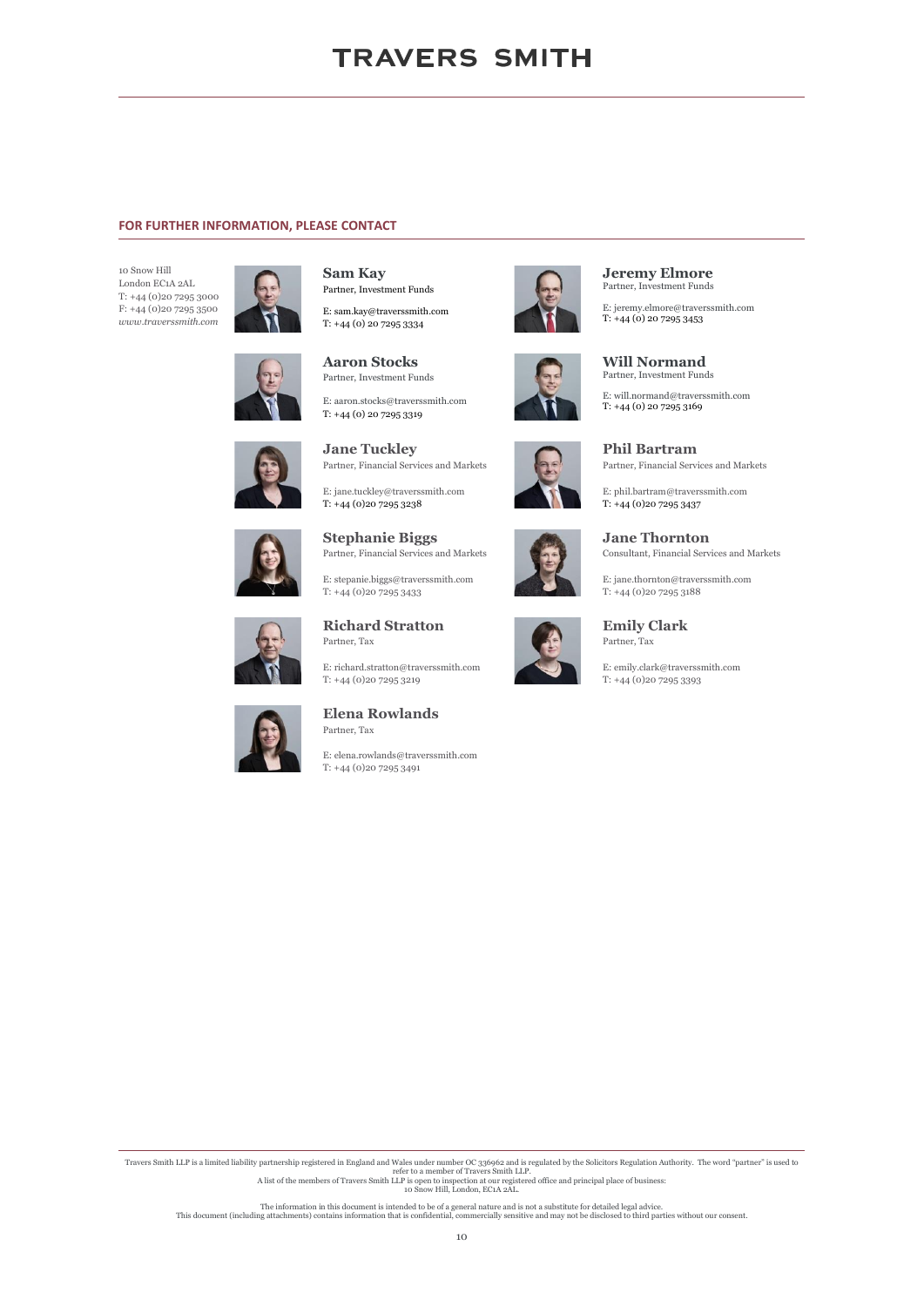## FOR FURTHER INFORMATION, PLEASE CONTACT

10 Snow Hill
London EC1A 2AL
T: +44 (0)20 7295 3000
F: +44 (0)20 7295 3500
*www.traverssmith.com*

**Sam Kay**
Partner, Investment Funds

E: sam.kay@traverssmith.com
T: +44 (0) 20 7295 3334

**Jeremy Elmore**
Partner, Investment Funds

E: jeremy.elmore@traverssmith.com
T: +44 (0) 20 7295 3453

**Aaron Stocks**
Partner, Investment Funds

E: aaron.stocks@traverssmith.com
T: +44 (0) 20 7295 3319

**Will Normand**
Partner, Investment Funds

E: will.normand@traverssmith.com
T: +44 (0) 20 7295 3169

**Jane Tuckley**
Partner, Financial Services and Markets

E: jane.tuckley@traverssmith.com
T: +44 (0)20 7295 3238

**Phil Bartram**
Partner, Financial Services and Markets

E: phil.bartram@traverssmith.com
T: +44 (0)20 7295 3437

**Stephanie Biggs**
Partner, Financial Services and Markets

E: stepanie.biggs@traverssmith.com
T: +44 (0)20 7295 3433

**Jane Thornton**
Consultant, Financial Services and Markets

E: jane.thornton@traverssmith.com
T: +44 (0)20 7295 3188

**Richard Stratton**
Partner, Tax

E: richard.stratton@traverssmith.com
T: +44 (0)20 7295 3219

**Emily Clark**
Partner, Tax

E: emily.clark@traverssmith.com
T: +44 (0)20 7295 3393

**Elena Rowlands**
Partner, Tax

E: elena.rowlands@traverssmith.com
T: +44 (0)20 7295 3491

Travers Smith LLP is a limited liability partnership registered in England and Wales under number OC 336962 and is regulated by the Solicitors Regulation Authority. The word "partner" is used to refer to a member of Travers Smith LLP.
A list of the members of Travers Smith LLP is open to inspection at our registered office and principal place of business:
10 Snow Hill, London, EC1A 2AL.

The information in this document is intended to be of a general nature and is not a substitute for detailed legal advice.
This document (including attachments) contains information that is confidential, commercially sensitive and may not be disclosed to third parties without our consent.